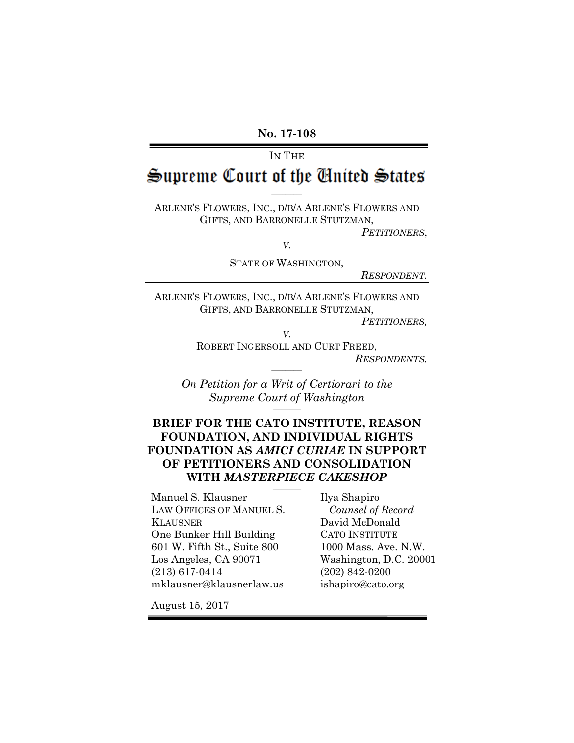**No. 17-108**

IN THE

# Supreme Court of the United States

ARLENE'S FLOWERS, INC., D/B/A ARLENE'S FLOWERS AND GIFTS, AND BARRONELLE STUTZMAN,

*PETITIONERS*,

*V.*

STATE OF WASHINGTON,

*RESPONDENT.*

---

ARLENE'S FLOWERS, INC., D/B/A ARLENE'S FLOWERS AND GIFTS, AND BARRONELLE STUTZMAN,

*PETITIONERS,*

*V.*

ROBERT INGERSOLL AND CURT FREED,

*RESPONDENTS.*

*On Petition for a Writ of Certiorari to the Supreme Court of Washington*

## BRIEF FOR THE CATO INSTITUTE, REASON FOUNDATION, AND INDIVIDUAL RIGHTS FOUNDATION AS *AMICI CURIAE* IN SUPPORT OF PETITIONERS AND CONSOLIDATION WITH *MASTERPIECE CAKESHOP*

Manuel S. Klausner
LAW OFFICES OF MANUEL S. KLAUSNER
One Bunker Hill Building
601 W. Fifth St., Suite 800
Los Angeles, CA 90071
(213) 617-0414
mklausner@klausnerlaw.us

Ilya Shapiro
*Counsel of Record*
David McDonald
CATO INSTITUTE
1000 Mass. Ave. N.W.
Washington, D.C. 20001
(202) 842-0200
ishapiro@cato.org

August 15, 2017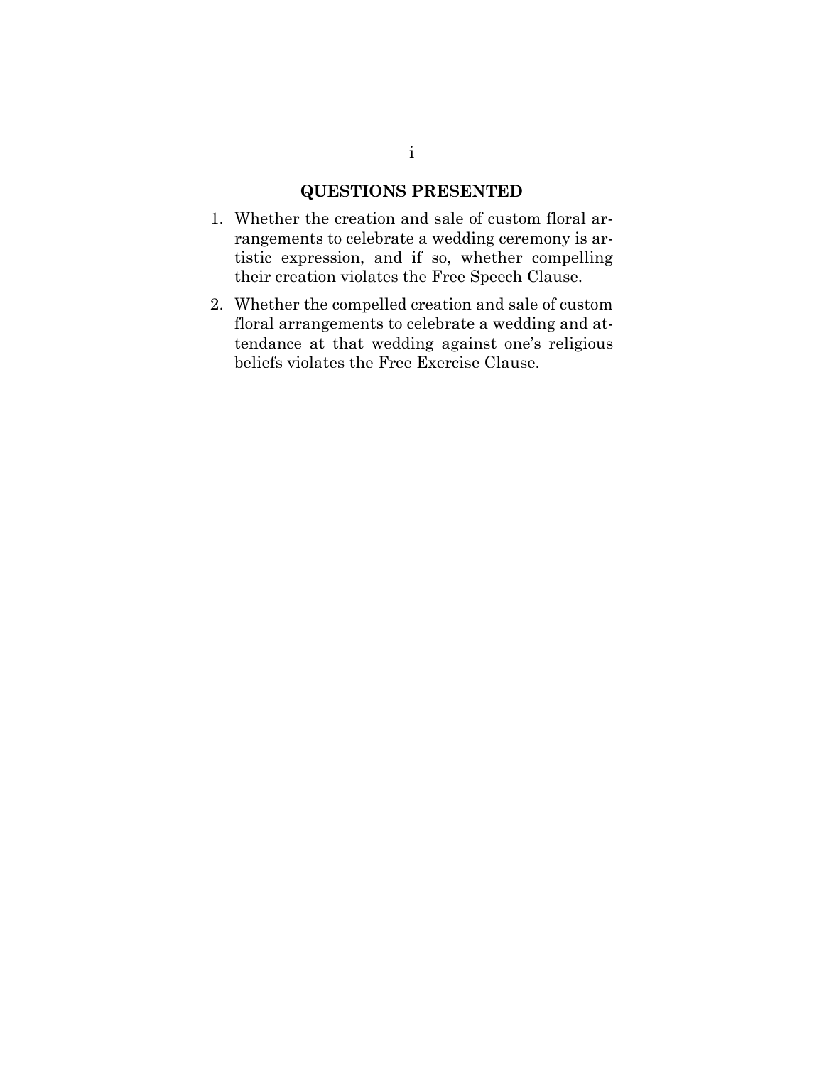## QUESTIONS PRESENTED

1. Whether the creation and sale of custom floral arrangements to celebrate a wedding ceremony is artistic expression, and if so, whether compelling their creation violates the Free Speech Clause.
2. Whether the compelled creation and sale of custom floral arrangements to celebrate a wedding and attendance at that wedding against one's religious beliefs violates the Free Exercise Clause.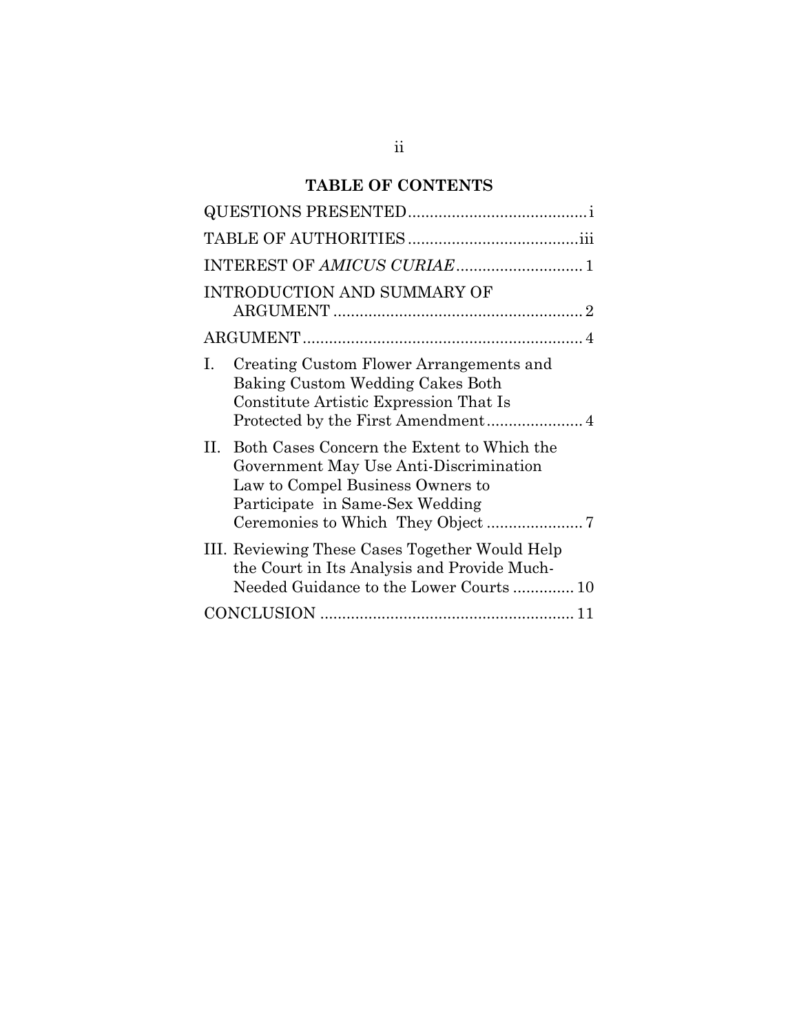## TABLE OF CONTENTS

| | |
|---|---|
| QUESTIONS PRESENTED | i |
| TABLE OF AUTHORITIES | iii |
| INTEREST OF *AMICUS CURIAE* | 1 |
| INTRODUCTION AND SUMMARY OF ARGUMENT | 2 |
| ARGUMENT | 4 |
| I. Creating Custom Flower Arrangements and Baking Custom Wedding Cakes Both Constitute Artistic Expression That Is Protected by the First Amendment | 4 |
| II. Both Cases Concern the Extent to Which the Government May Use Anti-Discrimination Law to Compel Business Owners to Participate in Same-Sex Wedding Ceremonies to Which They Object | 7 |
| III. Reviewing These Cases Together Would Help the Court in Its Analysis and Provide Much-Needed Guidance to the Lower Courts | 10 |
| CONCLUSION | 11 |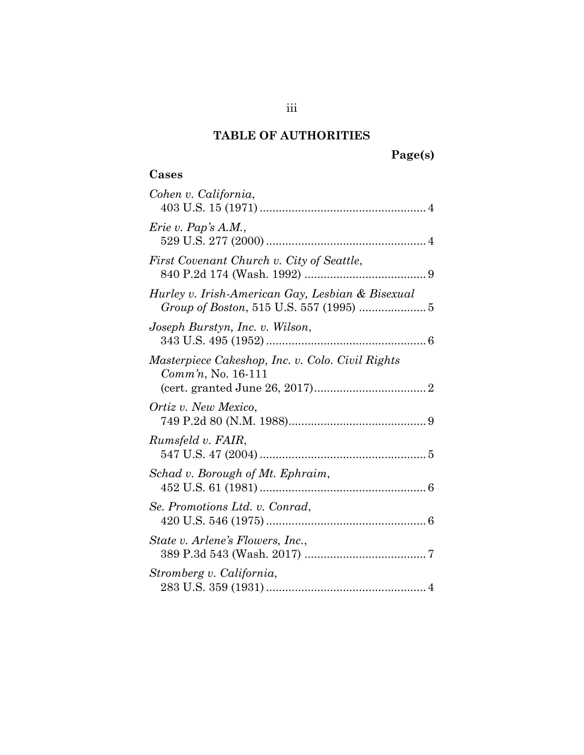# TABLE OF AUTHORITIES

**Page(s)**

## Cases

*Cohen v. California*,
403 U.S. 15 (1971) .................................................... 4

*Erie v. Pap's A.M.*,
529 U.S. 277 (2000) .................................................. 4

*First Covenant Church v. City of Seattle*,
840 P.2d 174 (Wash. 1992) ...................................... 9

*Hurley v. Irish-American Gay, Lesbian & Bisexual Group of Boston*, 515 U.S. 557 (1995) ..................... 5

*Joseph Burstyn, Inc. v. Wilson*,
343 U.S. 495 (1952) .................................................. 6

*Masterpiece Cakeshop, Inc. v. Colo. Civil Rights Comm'n*, No. 16-111
(cert. granted June 26, 2017)................................... 2

*Ortiz v. New Mexico*,
749 P.2d 80 (N.M. 1988)........................................... 9

*Rumsfeld v. FAIR*,
547 U.S. 47 (2004) .................................................... 5

*Schad v. Borough of Mt. Ephraim*,
452 U.S. 61 (1981) .................................................... 6

*Se. Promotions Ltd. v. Conrad*,
420 U.S. 546 (1975) .................................................. 6

*State v. Arlene's Flowers, Inc.*,
389 P.3d 543 (Wash. 2017) ...................................... 7

*Stromberg v. California*,
283 U.S. 359 (1931) .................................................. 4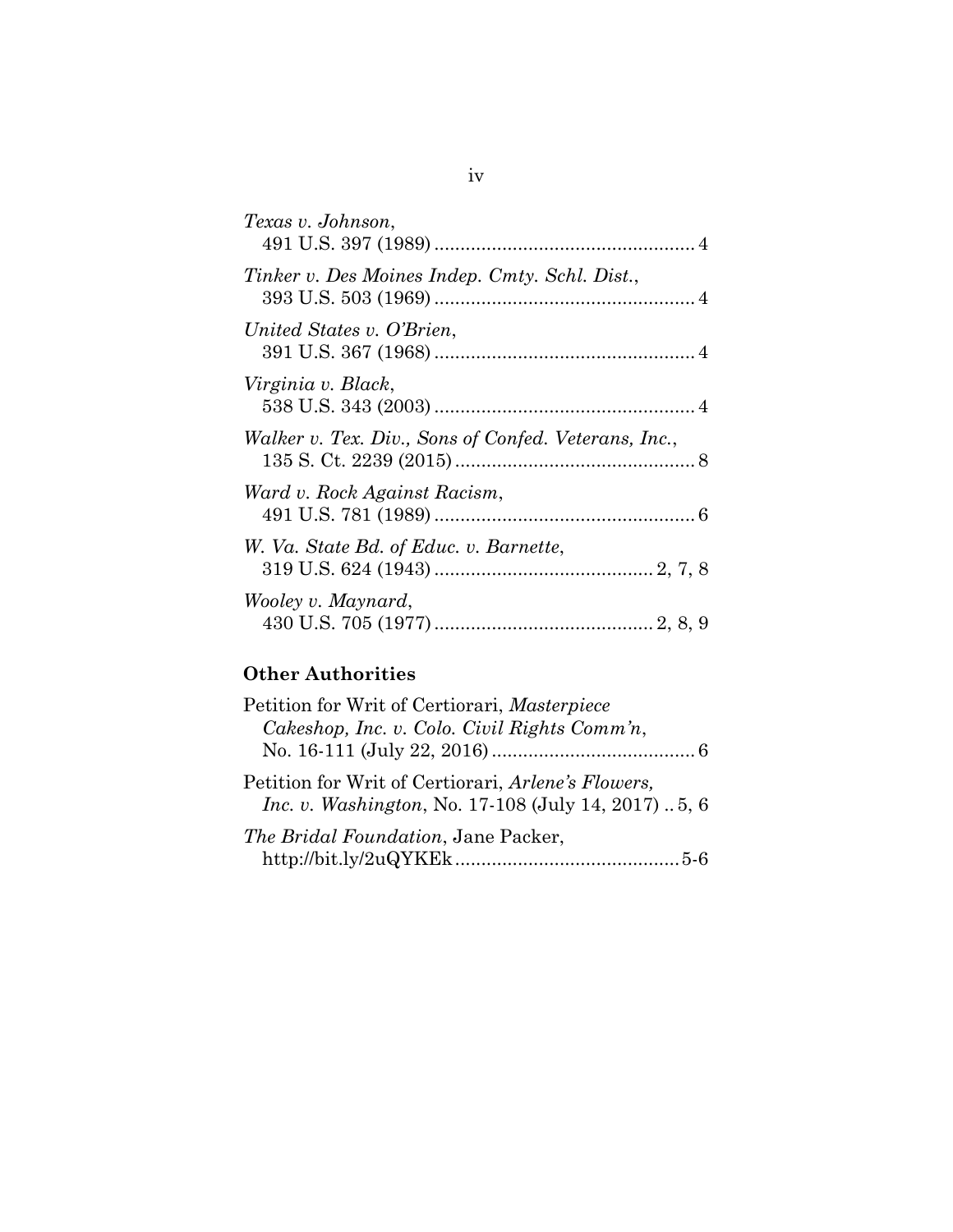*Texas v. Johnson*,
491 U.S. 397 (1989) .................................................. 4

*Tinker v. Des Moines Indep. Cmty. Schl. Dist.*,
393 U.S. 503 (1969) .................................................. 4

*United States v. O'Brien*,
391 U.S. 367 (1968) .................................................. 4

*Virginia v. Black*,
538 U.S. 343 (2003) .................................................. 4

*Walker v. Tex. Div., Sons of Confed. Veterans, Inc.*,
135 S. Ct. 2239 (2015) .............................................. 8

*Ward v. Rock Against Racism*,
491 U.S. 781 (1989) .................................................. 6

*W. Va. State Bd. of Educ. v. Barnette*,
319 U.S. 624 (1943) .......................................... 2, 7, 8

*Wooley v. Maynard*,
430 U.S. 705 (1977) .......................................... 2, 8, 9

**Other Authorities**

Petition for Writ of Certiorari, *Masterpiece Cakeshop, Inc. v. Colo. Civil Rights Comm'n*,
No. 16-111 (July 22, 2016) ....................................... 6

Petition for Writ of Certiorari, *Arlene's Flowers, Inc. v. Washington*, No. 17-108 (July 14, 2017) .. 5, 6

*The Bridal Foundation*, Jane Packer,
http://bit.ly/2uQYKEk ........................................... 5-6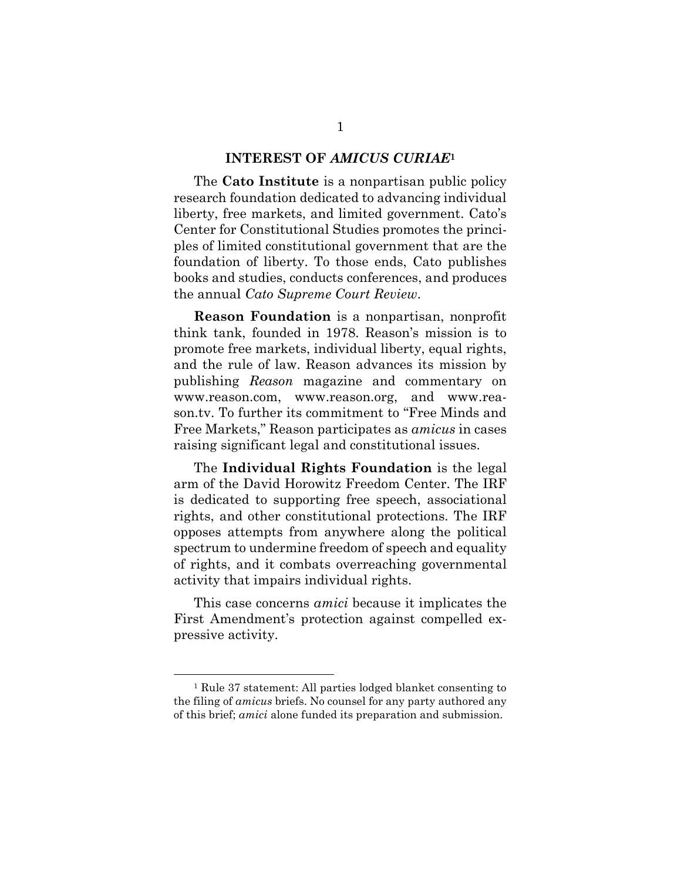## INTEREST OF *AMICUS CURIAE*[1]

The **Cato Institute** is a nonpartisan public policy research foundation dedicated to advancing individual liberty, free markets, and limited government. Cato's Center for Constitutional Studies promotes the principles of limited constitutional government that are the foundation of liberty. To those ends, Cato publishes books and studies, conducts conferences, and produces the annual *Cato Supreme Court Review*.

**Reason Foundation** is a nonpartisan, nonprofit think tank, founded in 1978. Reason's mission is to promote free markets, individual liberty, equal rights, and the rule of law. Reason advances its mission by publishing *Reason* magazine and commentary on www.reason.com, www.reason.org, and www.reason.tv. To further its commitment to "Free Minds and Free Markets," Reason participates as *amicus* in cases raising significant legal and constitutional issues.

The **Individual Rights Foundation** is the legal arm of the David Horowitz Freedom Center. The IRF is dedicated to supporting free speech, associational rights, and other constitutional protections. The IRF opposes attempts from anywhere along the political spectrum to undermine freedom of speech and equality of rights, and it combats overreaching governmental activity that impairs individual rights.

This case concerns *amici* because it implicates the First Amendment's protection against compelled expressive activity.

---

[1] Rule 37 statement: All parties lodged blanket consenting to the filing of *amicus* briefs. No counsel for any party authored any of this brief; *amici* alone funded its preparation and submission.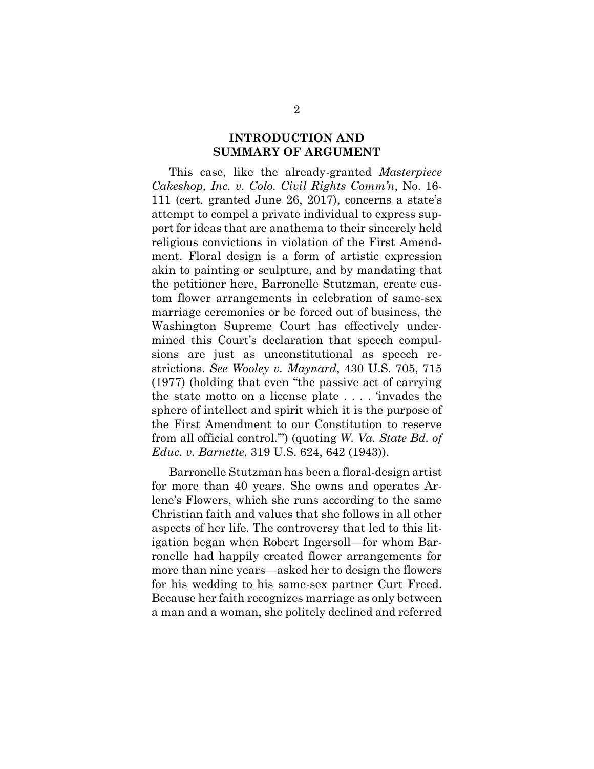## INTRODUCTION AND SUMMARY OF ARGUMENT

This case, like the already-granted *Masterpiece Cakeshop, Inc. v. Colo. Civil Rights Comm'n*, No. 16-111 (cert. granted June 26, 2017), concerns a state's attempt to compel a private individual to express support for ideas that are anathema to their sincerely held religious convictions in violation of the First Amendment. Floral design is a form of artistic expression akin to painting or sculpture, and by mandating that the petitioner here, Barronelle Stutzman, create custom flower arrangements in celebration of same-sex marriage ceremonies or be forced out of business, the Washington Supreme Court has effectively undermined this Court's declaration that speech compulsions are just as unconstitutional as speech restrictions. *See Wooley v. Maynard*, 430 U.S. 705, 715 (1977) (holding that even "the passive act of carrying the state motto on a license plate . . . . 'invades the sphere of intellect and spirit which it is the purpose of the First Amendment to our Constitution to reserve from all official control.'") (quoting *W. Va. State Bd. of Educ. v. Barnette*, 319 U.S. 624, 642 (1943)).

Barronelle Stutzman has been a floral-design artist for more than 40 years. She owns and operates Arlene's Flowers, which she runs according to the same Christian faith and values that she follows in all other aspects of her life. The controversy that led to this litigation began when Robert Ingersoll—for whom Barronelle had happily created flower arrangements for more than nine years—asked her to design the flowers for his wedding to his same-sex partner Curt Freed. Because her faith recognizes marriage as only between a man and a woman, she politely declined and referred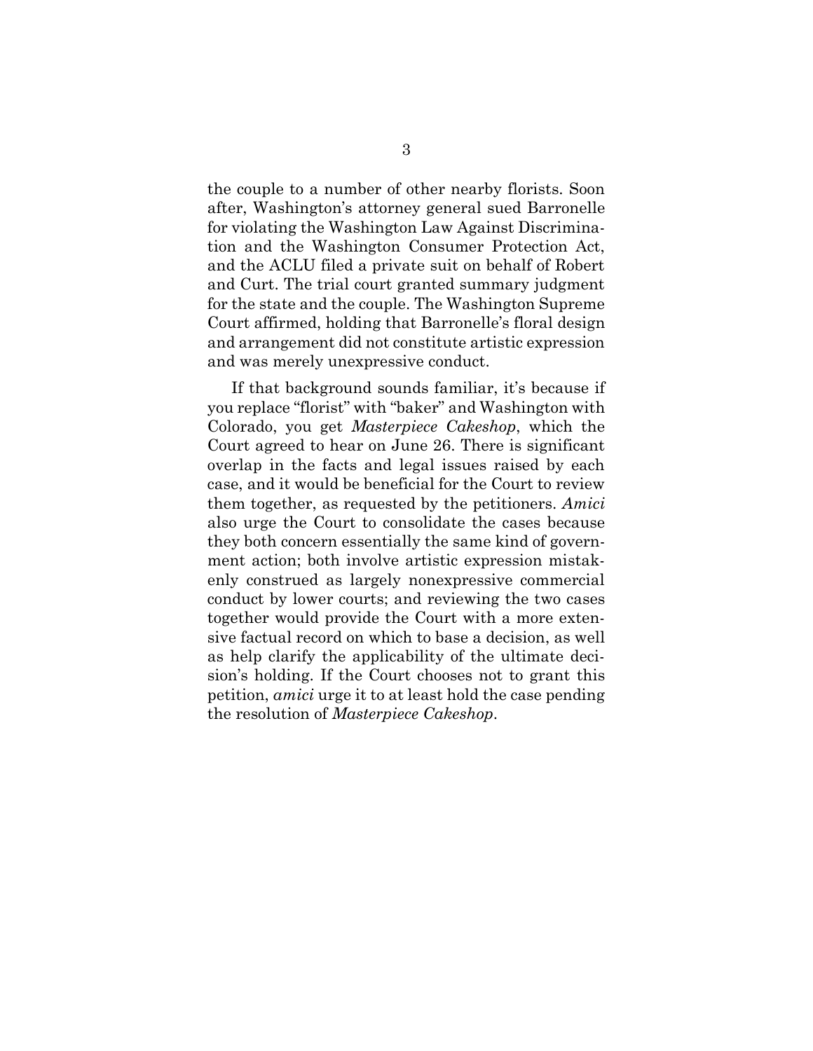the couple to a number of other nearby florists. Soon after, Washington's attorney general sued Barronelle for violating the Washington Law Against Discrimination and the Washington Consumer Protection Act, and the ACLU filed a private suit on behalf of Robert and Curt. The trial court granted summary judgment for the state and the couple. The Washington Supreme Court affirmed, holding that Barronelle's floral design and arrangement did not constitute artistic expression and was merely unexpressive conduct.

If that background sounds familiar, it's because if you replace "florist" with "baker" and Washington with Colorado, you get *Masterpiece Cakeshop*, which the Court agreed to hear on June 26. There is significant overlap in the facts and legal issues raised by each case, and it would be beneficial for the Court to review them together, as requested by the petitioners. *Amici* also urge the Court to consolidate the cases because they both concern essentially the same kind of government action; both involve artistic expression mistakenly construed as largely nonexpressive commercial conduct by lower courts; and reviewing the two cases together would provide the Court with a more extensive factual record on which to base a decision, as well as help clarify the applicability of the ultimate decision's holding. If the Court chooses not to grant this petition, *amici* urge it to at least hold the case pending the resolution of *Masterpiece Cakeshop*.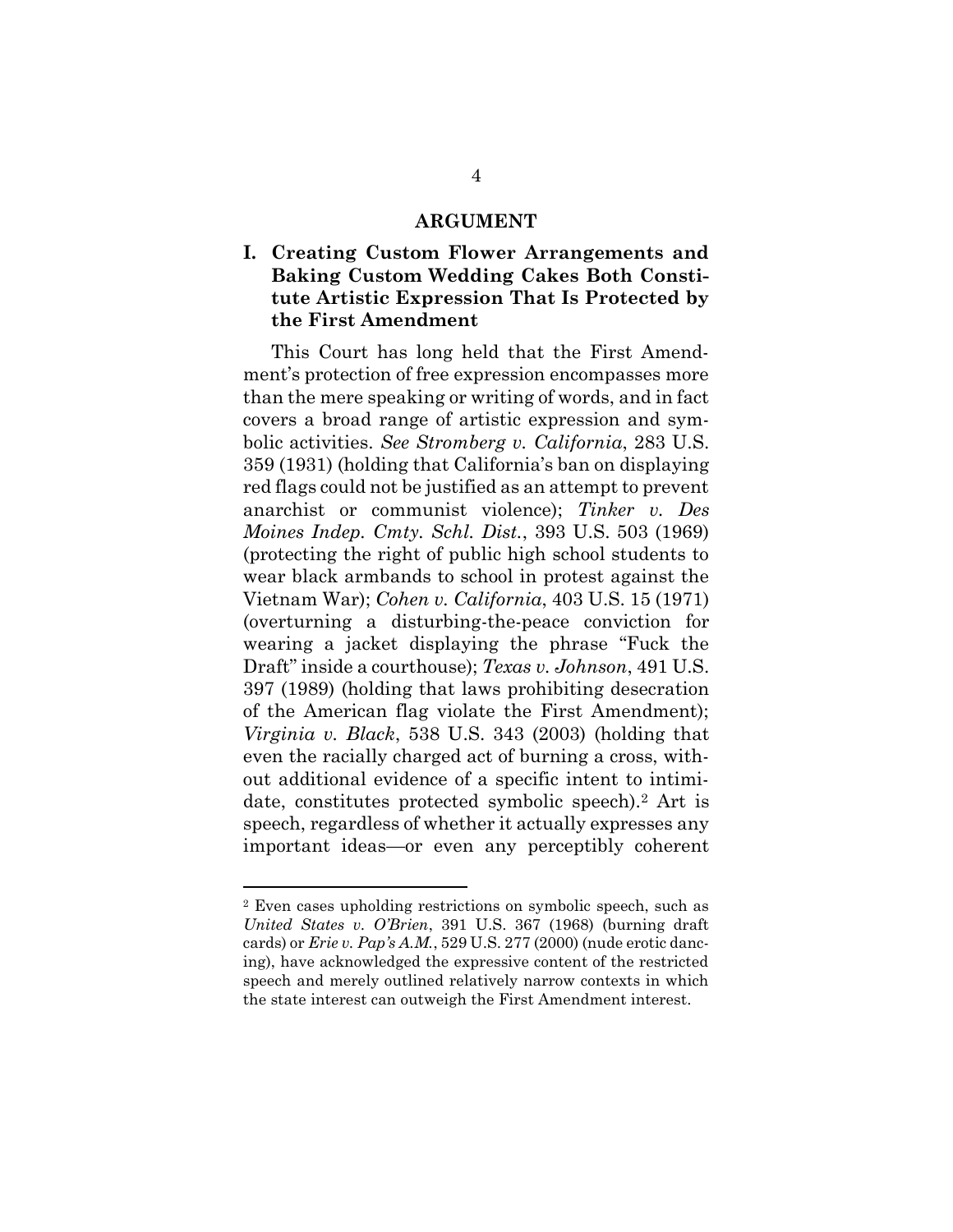## ARGUMENT

### I. Creating Custom Flower Arrangements and Baking Custom Wedding Cakes Both Constitute Artistic Expression That Is Protected by the First Amendment

This Court has long held that the First Amendment's protection of free expression encompasses more than the mere speaking or writing of words, and in fact covers a broad range of artistic expression and symbolic activities. *See Stromberg v. California*, 283 U.S. 359 (1931) (holding that California's ban on displaying red flags could not be justified as an attempt to prevent anarchist or communist violence); *Tinker v. Des Moines Indep. Cmty. Schl. Dist.*, 393 U.S. 503 (1969) (protecting the right of public high school students to wear black armbands to school in protest against the Vietnam War); *Cohen v. California*, 403 U.S. 15 (1971) (overturning a disturbing-the-peace conviction for wearing a jacket displaying the phrase "Fuck the Draft" inside a courthouse); *Texas v. Johnson*, 491 U.S. 397 (1989) (holding that laws prohibiting desecration of the American flag violate the First Amendment); *Virginia v. Black*, 538 U.S. 343 (2003) (holding that even the racially charged act of burning a cross, without additional evidence of a specific intent to intimidate, constitutes protected symbolic speech).[2] Art is speech, regardless of whether it actually expresses any important ideas—or even any perceptibly coherent

---

[2] Even cases upholding restrictions on symbolic speech, such as *United States v. O'Brien*, 391 U.S. 367 (1968) (burning draft cards) or *Erie v. Pap's A.M.*, 529 U.S. 277 (2000) (nude erotic dancing), have acknowledged the expressive content of the restricted speech and merely outlined relatively narrow contexts in which the state interest can outweigh the First Amendment interest.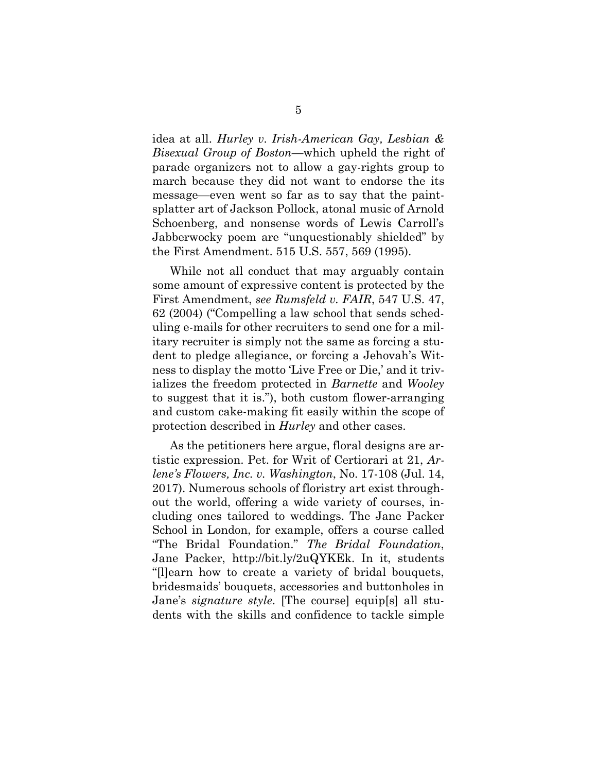idea at all. *Hurley v. Irish-American Gay, Lesbian & Bisexual Group of Boston*—which upheld the right of parade organizers not to allow a gay-rights group to march because they did not want to endorse the its message—even went so far as to say that the paint-splatter art of Jackson Pollock, atonal music of Arnold Schoenberg, and nonsense words of Lewis Carroll's Jabberwocky poem are "unquestionably shielded" by the First Amendment. 515 U.S. 557, 569 (1995).

While not all conduct that may arguably contain some amount of expressive content is protected by the First Amendment, *see Rumsfeld v. FAIR*, 547 U.S. 47, 62 (2004) ("Compelling a law school that sends scheduling e-mails for other recruiters to send one for a military recruiter is simply not the same as forcing a student to pledge allegiance, or forcing a Jehovah's Witness to display the motto 'Live Free or Die,' and it trivializes the freedom protected in *Barnette* and *Wooley* to suggest that it is."), both custom flower-arranging and custom cake-making fit easily within the scope of protection described in *Hurley* and other cases.

As the petitioners here argue, floral designs are artistic expression. Pet. for Writ of Certiorari at 21, *Arlene's Flowers, Inc. v. Washington*, No. 17-108 (Jul. 14, 2017). Numerous schools of floristry art exist throughout the world, offering a wide variety of courses, including ones tailored to weddings. The Jane Packer School in London, for example, offers a course called "The Bridal Foundation." *The Bridal Foundation*, Jane Packer, http://bit.ly/2uQYKEk. In it, students "[l]earn how to create a variety of bridal bouquets, bridesmaids' bouquets, accessories and buttonholes in Jane's *signature style*. [The course] equip[s] all students with the skills and confidence to tackle simple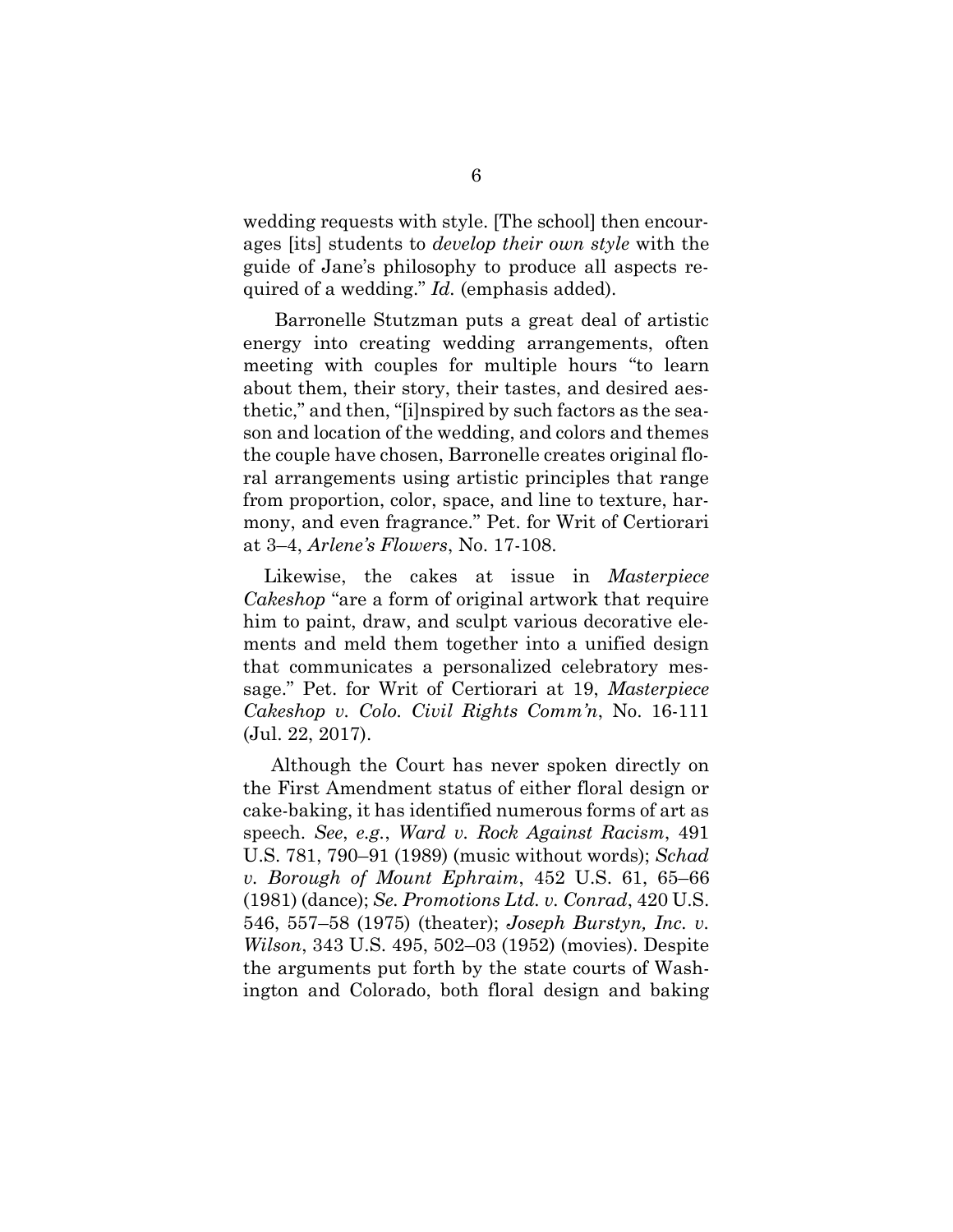wedding requests with style. [The school] then encourages [its] students to *develop their own style* with the guide of Jane's philosophy to produce all aspects required of a wedding." *Id.* (emphasis added).

Barronelle Stutzman puts a great deal of artistic energy into creating wedding arrangements, often meeting with couples for multiple hours "to learn about them, their story, their tastes, and desired aesthetic," and then, "[i]nspired by such factors as the season and location of the wedding, and colors and themes the couple have chosen, Barronelle creates original floral arrangements using artistic principles that range from proportion, color, space, and line to texture, harmony, and even fragrance." Pet. for Writ of Certiorari at 3–4, *Arlene's Flowers*, No. 17-108.

Likewise, the cakes at issue in *Masterpiece Cakeshop* "are a form of original artwork that require him to paint, draw, and sculpt various decorative elements and meld them together into a unified design that communicates a personalized celebratory message." Pet. for Writ of Certiorari at 19, *Masterpiece Cakeshop v. Colo. Civil Rights Comm'n*, No. 16-111 (Jul. 22, 2017).

Although the Court has never spoken directly on the First Amendment status of either floral design or cake-baking, it has identified numerous forms of art as speech. *See*, *e.g.*, *Ward v. Rock Against Racism*, 491 U.S. 781, 790–91 (1989) (music without words); *Schad v. Borough of Mount Ephraim*, 452 U.S. 61, 65–66 (1981) (dance); *Se. Promotions Ltd. v. Conrad*, 420 U.S. 546, 557–58 (1975) (theater); *Joseph Burstyn, Inc. v. Wilson*, 343 U.S. 495, 502–03 (1952) (movies). Despite the arguments put forth by the state courts of Washington and Colorado, both floral design and baking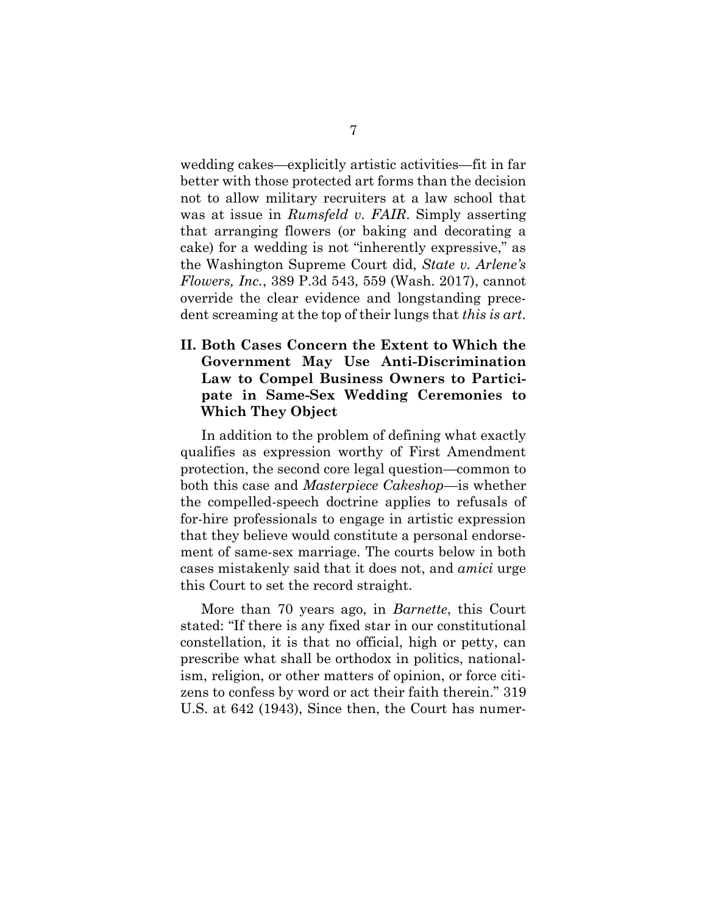wedding cakes—explicitly artistic activities—fit in far better with those protected art forms than the decision not to allow military recruiters at a law school that was at issue in *Rumsfeld v. FAIR*. Simply asserting that arranging flowers (or baking and decorating a cake) for a wedding is not "inherently expressive," as the Washington Supreme Court did, *State v. Arlene's Flowers, Inc.*, 389 P.3d 543, 559 (Wash. 2017), cannot override the clear evidence and longstanding precedent screaming at the top of their lungs that *this is art*.

## II. Both Cases Concern the Extent to Which the Government May Use Anti-Discrimination Law to Compel Business Owners to Participate in Same-Sex Wedding Ceremonies to Which They Object

In addition to the problem of defining what exactly qualifies as expression worthy of First Amendment protection, the second core legal question—common to both this case and *Masterpiece Cakeshop*—is whether the compelled-speech doctrine applies to refusals of for-hire professionals to engage in artistic expression that they believe would constitute a personal endorsement of same-sex marriage. The courts below in both cases mistakenly said that it does not, and *amici* urge this Court to set the record straight.

More than 70 years ago, in *Barnette*, this Court stated: "If there is any fixed star in our constitutional constellation, it is that no official, high or petty, can prescribe what shall be orthodox in politics, nationalism, religion, or other matters of opinion, or force citizens to confess by word or act their faith therein." 319 U.S. at 642 (1943), Since then, the Court has numer-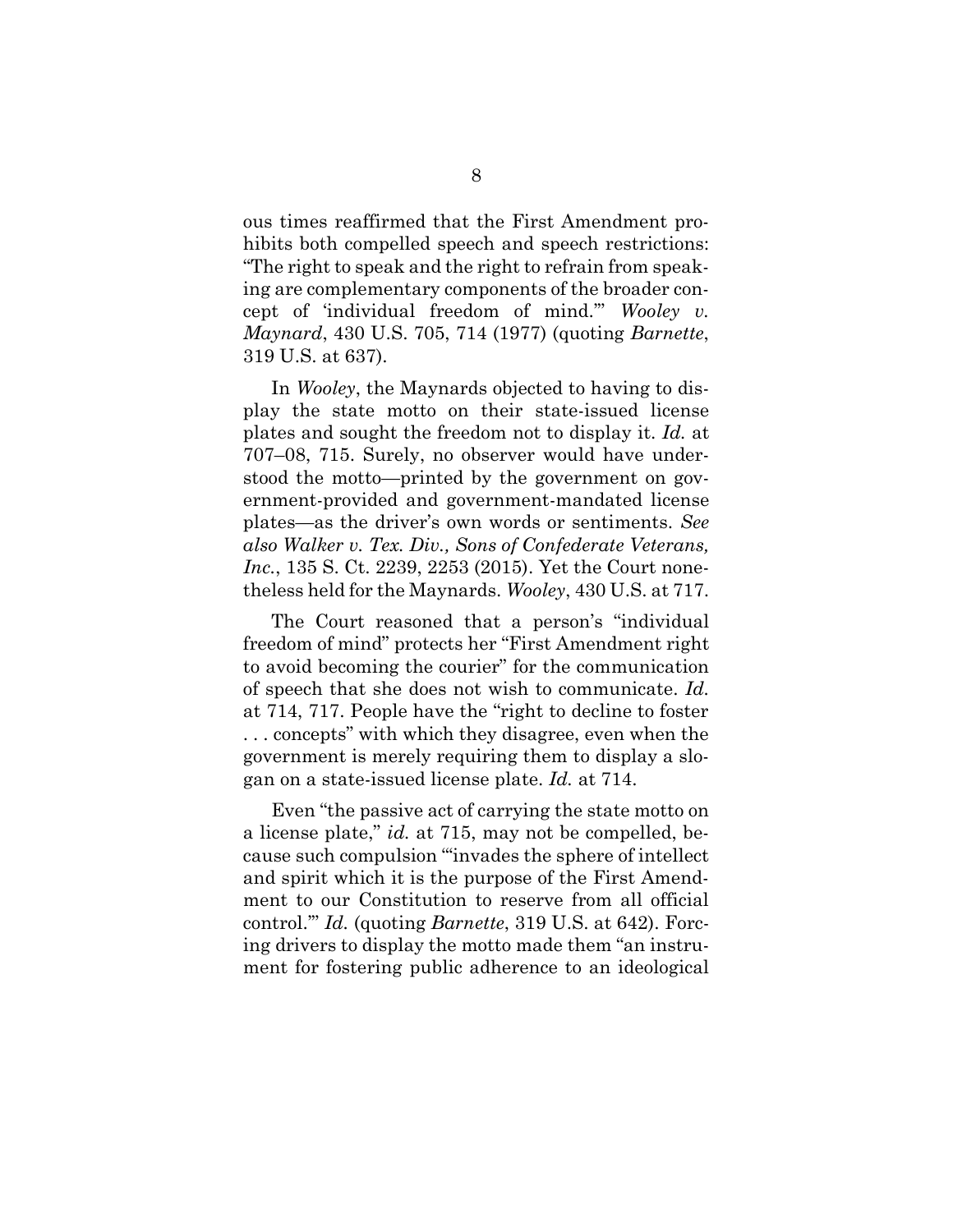ous times reaffirmed that the First Amendment prohibits both compelled speech and speech restrictions: "The right to speak and the right to refrain from speaking are complementary components of the broader concept of 'individual freedom of mind.'" *Wooley v. Maynard*, 430 U.S. 705, 714 (1977) (quoting *Barnette*, 319 U.S. at 637).

In *Wooley*, the Maynards objected to having to display the state motto on their state-issued license plates and sought the freedom not to display it. *Id.* at 707–08, 715. Surely, no observer would have understood the motto—printed by the government on government-provided and government-mandated license plates—as the driver's own words or sentiments. *See also Walker v. Tex. Div., Sons of Confederate Veterans, Inc.*, 135 S. Ct. 2239, 2253 (2015). Yet the Court nonetheless held for the Maynards. *Wooley*, 430 U.S. at 717.

The Court reasoned that a person's "individual freedom of mind" protects her "First Amendment right to avoid becoming the courier" for the communication of speech that she does not wish to communicate. *Id.* at 714, 717. People have the "right to decline to foster . . . concepts" with which they disagree, even when the government is merely requiring them to display a slogan on a state-issued license plate. *Id.* at 714.

Even "the passive act of carrying the state motto on a license plate," *id.* at 715, may not be compelled, because such compulsion "'invades the sphere of intellect and spirit which it is the purpose of the First Amendment to our Constitution to reserve from all official control.'" *Id.* (quoting *Barnette*, 319 U.S. at 642). Forcing drivers to display the motto made them "an instrument for fostering public adherence to an ideological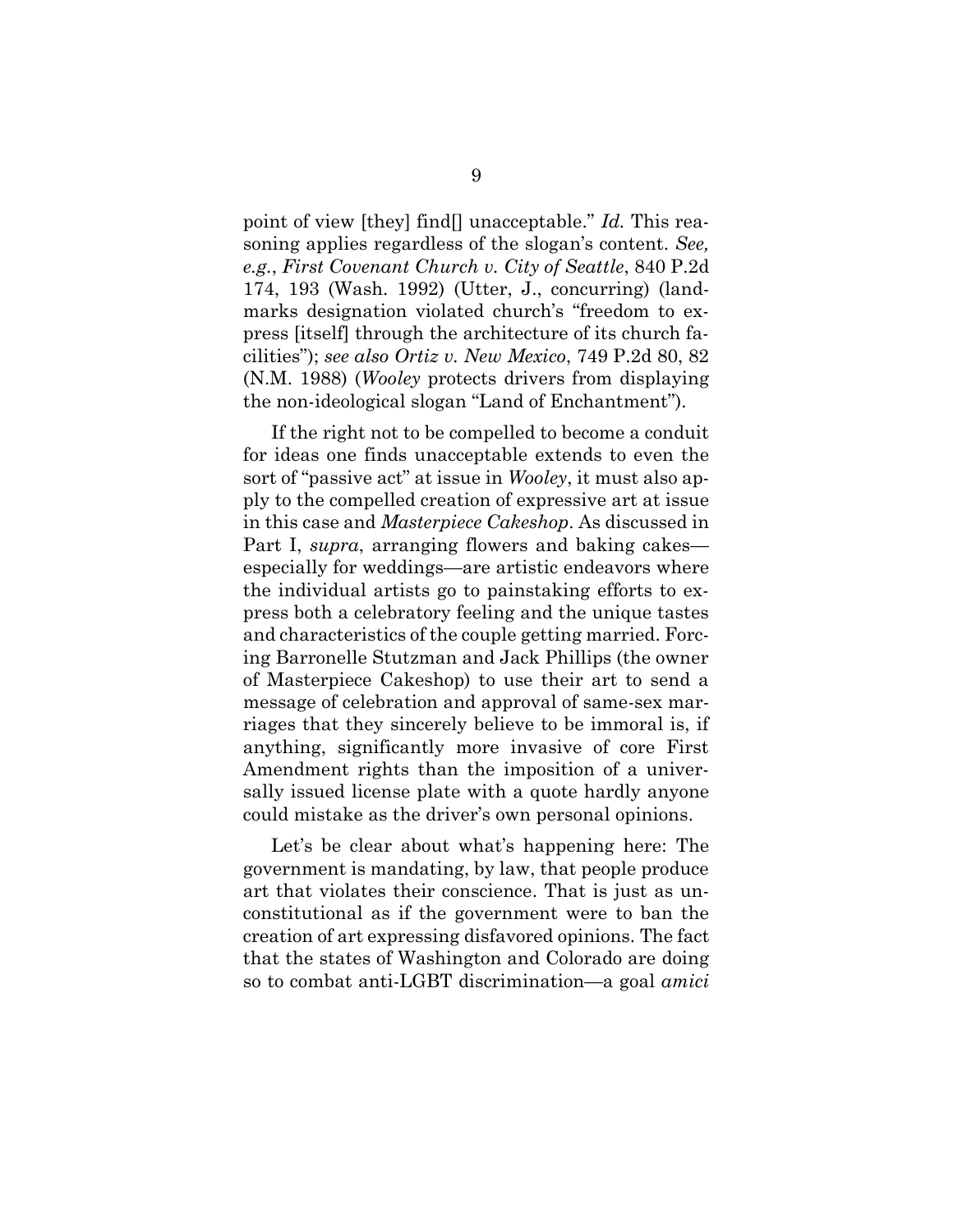point of view [they] find[] unacceptable." *Id.* This reasoning applies regardless of the slogan's content. *See, e.g.*, *First Covenant Church v. City of Seattle*, 840 P.2d 174, 193 (Wash. 1992) (Utter, J., concurring) (landmarks designation violated church's "freedom to express [itself] through the architecture of its church facilities"); *see also Ortiz v. New Mexico*, 749 P.2d 80, 82 (N.M. 1988) (*Wooley* protects drivers from displaying the non-ideological slogan "Land of Enchantment").

If the right not to be compelled to become a conduit for ideas one finds unacceptable extends to even the sort of "passive act" at issue in *Wooley*, it must also apply to the compelled creation of expressive art at issue in this case and *Masterpiece Cakeshop*. As discussed in Part I, *supra*, arranging flowers and baking cakes—especially for weddings—are artistic endeavors where the individual artists go to painstaking efforts to express both a celebratory feeling and the unique tastes and characteristics of the couple getting married. Forcing Barronelle Stutzman and Jack Phillips (the owner of Masterpiece Cakeshop) to use their art to send a message of celebration and approval of same-sex marriages that they sincerely believe to be immoral is, if anything, significantly more invasive of core First Amendment rights than the imposition of a universally issued license plate with a quote hardly anyone could mistake as the driver's own personal opinions.

Let's be clear about what's happening here: The government is mandating, by law, that people produce art that violates their conscience. That is just as unconstitutional as if the government were to ban the creation of art expressing disfavored opinions. The fact that the states of Washington and Colorado are doing so to combat anti-LGBT discrimination—a goal *amici*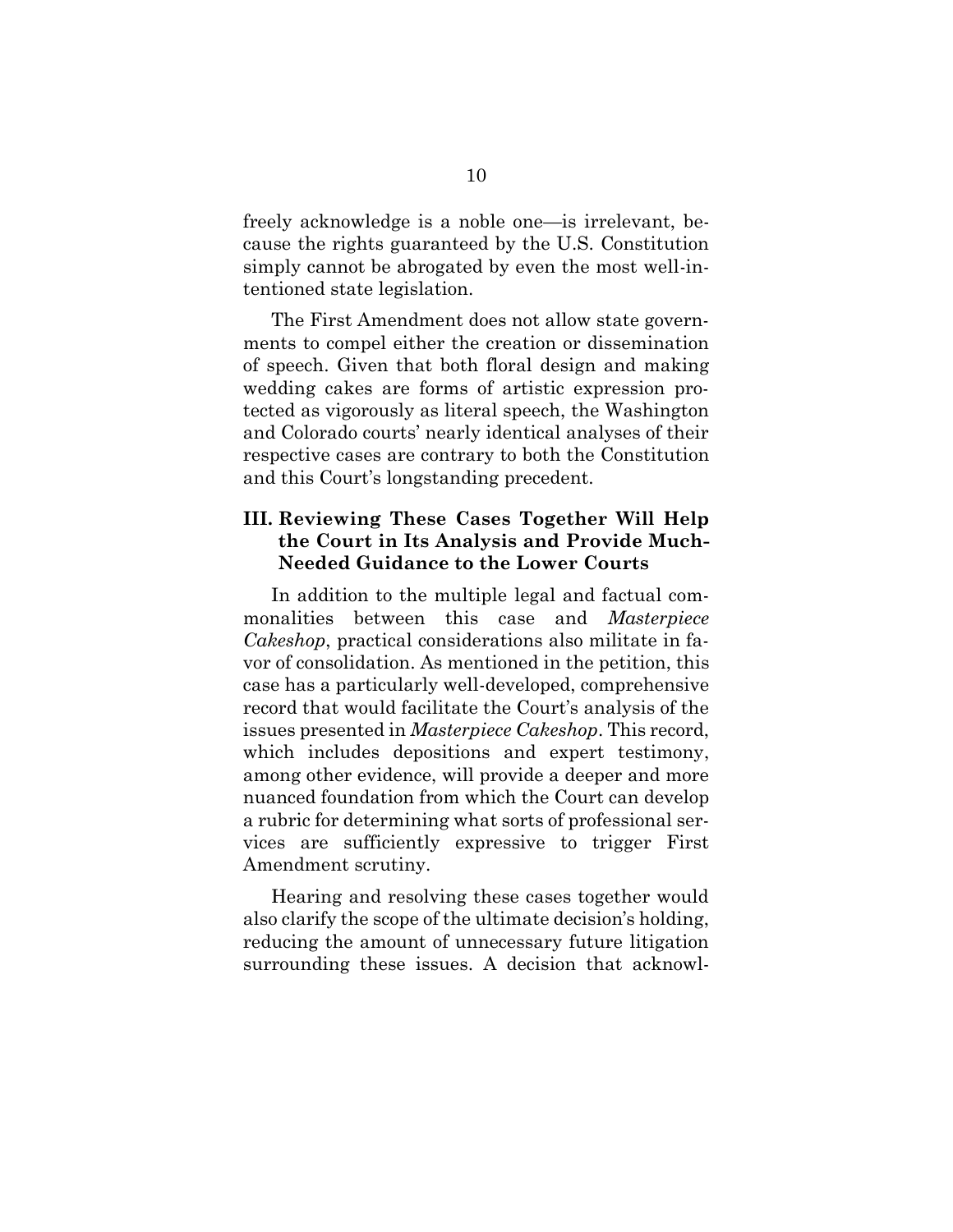freely acknowledge is a noble one—is irrelevant, because the rights guaranteed by the U.S. Constitution simply cannot be abrogated by even the most well-intentioned state legislation.

The First Amendment does not allow state governments to compel either the creation or dissemination of speech. Given that both floral design and making wedding cakes are forms of artistic expression protected as vigorously as literal speech, the Washington and Colorado courts' nearly identical analyses of their respective cases are contrary to both the Constitution and this Court's longstanding precedent.

### III. Reviewing These Cases Together Will Help the Court in Its Analysis and Provide Much-Needed Guidance to the Lower Courts

In addition to the multiple legal and factual commonalities between this case and *Masterpiece Cakeshop*, practical considerations also militate in favor of consolidation. As mentioned in the petition, this case has a particularly well-developed, comprehensive record that would facilitate the Court's analysis of the issues presented in *Masterpiece Cakeshop*. This record, which includes depositions and expert testimony, among other evidence, will provide a deeper and more nuanced foundation from which the Court can develop a rubric for determining what sorts of professional services are sufficiently expressive to trigger First Amendment scrutiny.

Hearing and resolving these cases together would also clarify the scope of the ultimate decision's holding, reducing the amount of unnecessary future litigation surrounding these issues. A decision that acknowl-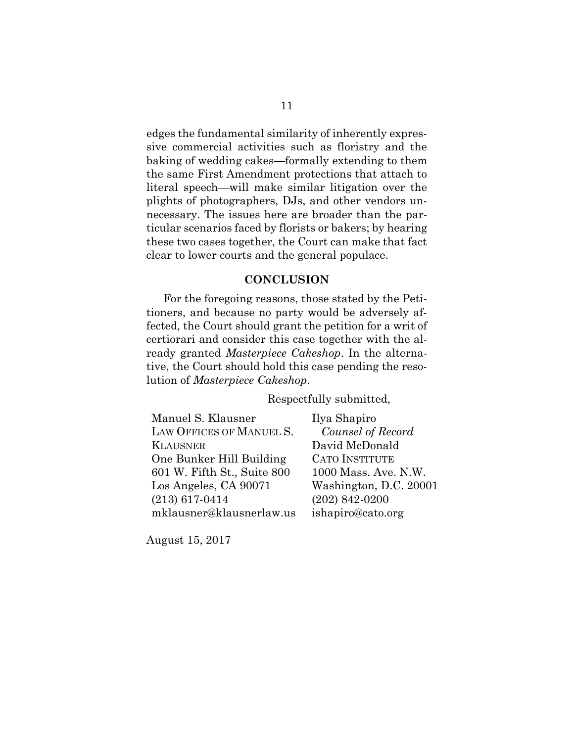edges the fundamental similarity of inherently expressive commercial activities such as floristry and the baking of wedding cakes—formally extending to them the same First Amendment protections that attach to literal speech—will make similar litigation over the plights of photographers, DJs, and other vendors unnecessary. The issues here are broader than the particular scenarios faced by florists or bakers; by hearing these two cases together, the Court can make that fact clear to lower courts and the general populace.

## CONCLUSION

For the foregoing reasons, those stated by the Petitioners, and because no party would be adversely affected, the Court should grant the petition for a writ of certiorari and consider this case together with the already granted *Masterpiece Cakeshop*. In the alternative, the Court should hold this case pending the resolution of *Masterpiece Cakeshop*.

Respectfully submitted,

Manuel S. Klausner
LAW OFFICES OF MANUEL S. KLAUSNER
One Bunker Hill Building
601 W. Fifth St., Suite 800
Los Angeles, CA 90071
(213) 617-0414
mklausner@klausnerlaw.us

Ilya Shapiro
*Counsel of Record*
David McDonald
CATO INSTITUTE
1000 Mass. Ave. N.W.
Washington, D.C. 20001
(202) 842-0200
ishapiro@cato.org

August 15, 2017